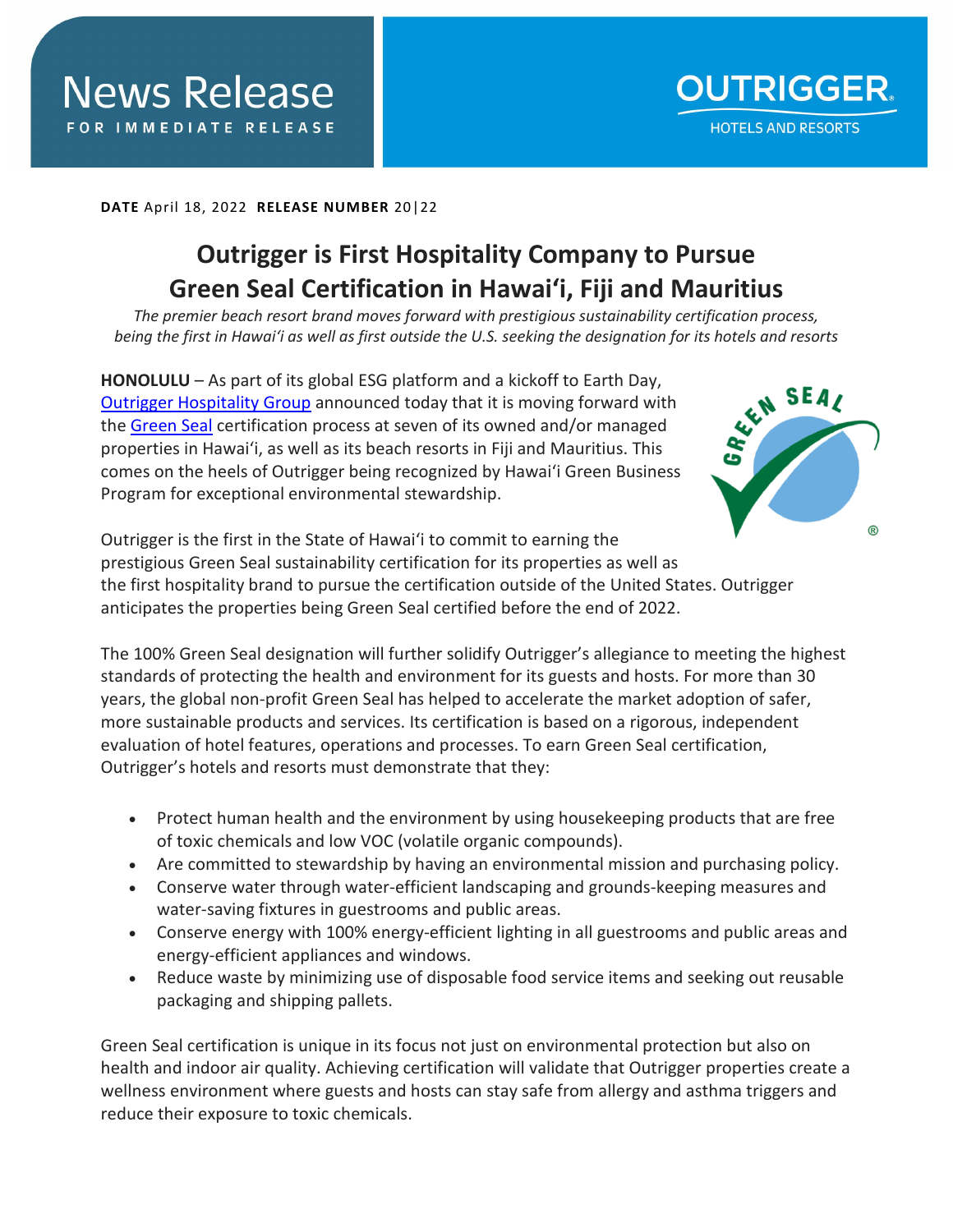News Release
FOR IMMEDIATE RELEASE

OUTRIGGER
HOTELS AND RESORTS

**DATE** April 18, 2022 **RELEASE NUMBER** 20|22

# Outrigger is First Hospitality Company to Pursue Green Seal Certification in Hawai'i, Fiji and Mauritius

*The premier beach resort brand moves forward with prestigious sustainability certification process, being the first in Hawai'i as well as first outside the U.S. seeking the designation for its hotels and resorts*

**HONOLULU** – As part of its global ESG platform and a kickoff to Earth Day, Outrigger Hospitality Group announced today that it is moving forward with the Green Seal certification process at seven of its owned and/or managed properties in Hawai'i, as well as its beach resorts in Fiji and Mauritius. This comes on the heels of Outrigger being recognized by Hawai'i Green Business Program for exceptional environmental stewardship.

Outrigger is the first in the State of Hawai'i to commit to earning the prestigious Green Seal sustainability certification for its properties as well as the first hospitality brand to pursue the certification outside of the United States. Outrigger anticipates the properties being Green Seal certified before the end of 2022.

The 100% Green Seal designation will further solidify Outrigger's allegiance to meeting the highest standards of protecting the health and environment for its guests and hosts. For more than 30 years, the global non-profit Green Seal has helped to accelerate the market adoption of safer, more sustainable products and services. Its certification is based on a rigorous, independent evaluation of hotel features, operations and processes. To earn Green Seal certification, Outrigger's hotels and resorts must demonstrate that they:

- Protect human health and the environment by using housekeeping products that are free of toxic chemicals and low VOC (volatile organic compounds).
- Are committed to stewardship by having an environmental mission and purchasing policy.
- Conserve water through water-efficient landscaping and grounds-keeping measures and water-saving fixtures in guestrooms and public areas.
- Conserve energy with 100% energy-efficient lighting in all guestrooms and public areas and energy-efficient appliances and windows.
- Reduce waste by minimizing use of disposable food service items and seeking out reusable packaging and shipping pallets.

Green Seal certification is unique in its focus not just on environmental protection but also on health and indoor air quality. Achieving certification will validate that Outrigger properties create a wellness environment where guests and hosts can stay safe from allergy and asthma triggers and reduce their exposure to toxic chemicals.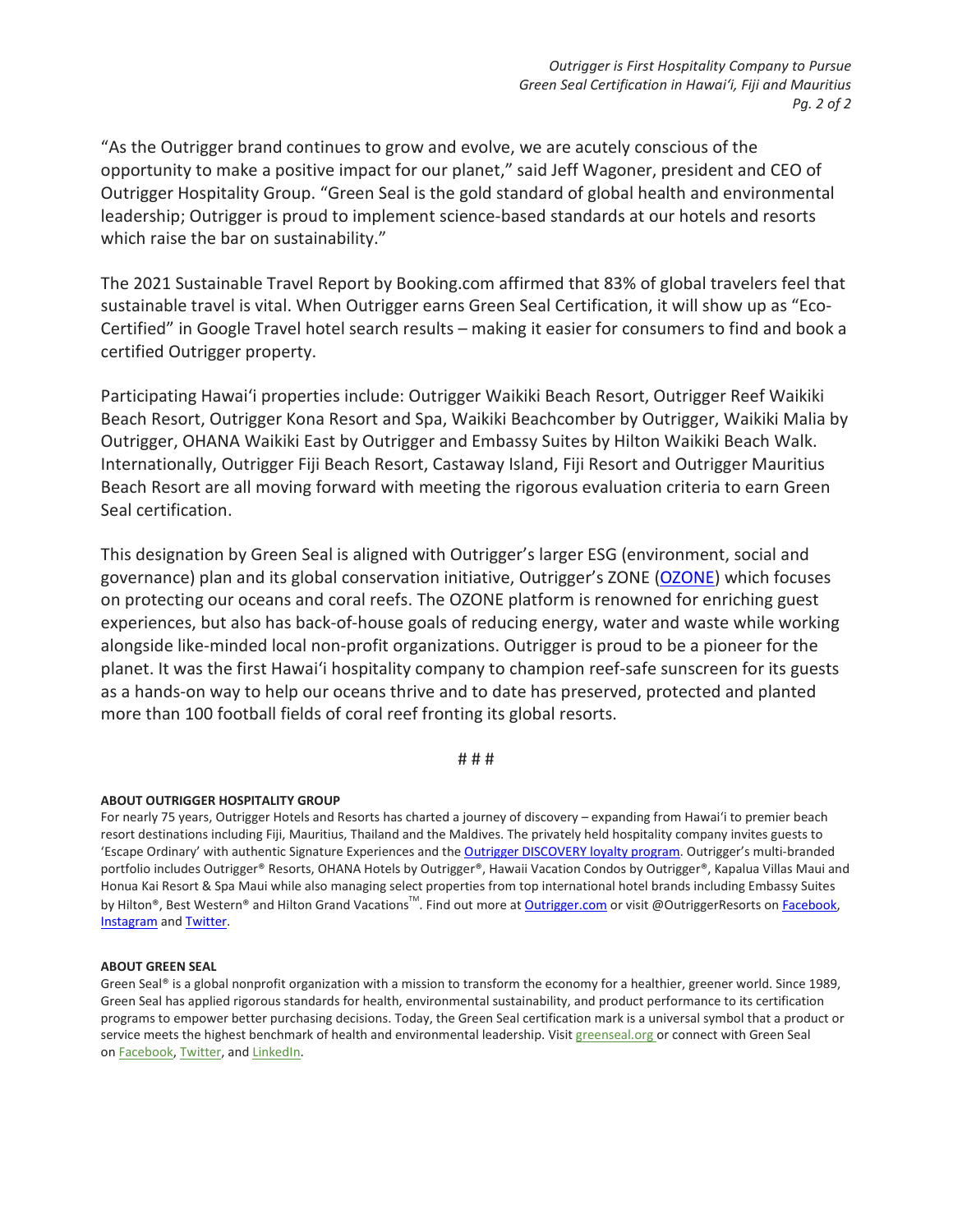"As the Outrigger brand continues to grow and evolve, we are acutely conscious of the opportunity to make a positive impact for our planet," said Jeff Wagoner, president and CEO of Outrigger Hospitality Group. "Green Seal is the gold standard of global health and environmental leadership; Outrigger is proud to implement science-based standards at our hotels and resorts which raise the bar on sustainability."

The 2021 Sustainable Travel Report by Booking.com affirmed that 83% of global travelers feel that sustainable travel is vital. When Outrigger earns Green Seal Certification, it will show up as "Eco-Certified" in Google Travel hotel search results – making it easier for consumers to find and book a certified Outrigger property.

Participating Hawai'i properties include: Outrigger Waikiki Beach Resort, Outrigger Reef Waikiki Beach Resort, Outrigger Kona Resort and Spa, Waikiki Beachcomber by Outrigger, Waikiki Malia by Outrigger, OHANA Waikiki East by Outrigger and Embassy Suites by Hilton Waikiki Beach Walk. Internationally, Outrigger Fiji Beach Resort, Castaway Island, Fiji Resort and Outrigger Mauritius Beach Resort are all moving forward with meeting the rigorous evaluation criteria to earn Green Seal certification.

This designation by Green Seal is aligned with Outrigger's larger ESG (environment, social and governance) plan and its global conservation initiative, Outrigger's ZONE (OZONE) which focuses on protecting our oceans and coral reefs. The OZONE platform is renowned for enriching guest experiences, but also has back-of-house goals of reducing energy, water and waste while working alongside like-minded local non-profit organizations. Outrigger is proud to be a pioneer for the planet. It was the first Hawai'i hospitality company to champion reef-safe sunscreen for its guests as a hands-on way to help our oceans thrive and to date has preserved, protected and planted more than 100 football fields of coral reef fronting its global resorts.

# # #

**ABOUT OUTRIGGER HOSPITALITY GROUP**

For nearly 75 years, Outrigger Hotels and Resorts has charted a journey of discovery – expanding from Hawai'i to premier beach resort destinations including Fiji, Mauritius, Thailand and the Maldives. The privately held hospitality company invites guests to 'Escape Ordinary' with authentic Signature Experiences and the Outrigger DISCOVERY loyalty program. Outrigger's multi-branded portfolio includes Outrigger® Resorts, OHANA Hotels by Outrigger®, Hawaii Vacation Condos by Outrigger®, Kapalua Villas Maui and Honua Kai Resort & Spa Maui while also managing select properties from top international hotel brands including Embassy Suites by Hilton®, Best Western® and Hilton Grand Vacations™. Find out more at Outrigger.com or visit @OutriggerResorts on Facebook, Instagram and Twitter.

**ABOUT GREEN SEAL**

Green Seal® is a global nonprofit organization with a mission to transform the economy for a healthier, greener world. Since 1989, Green Seal has applied rigorous standards for health, environmental sustainability, and product performance to its certification programs to empower better purchasing decisions. Today, the Green Seal certification mark is a universal symbol that a product or service meets the highest benchmark of health and environmental leadership. Visit greenseal.org or connect with Green Seal on Facebook, Twitter, and LinkedIn.